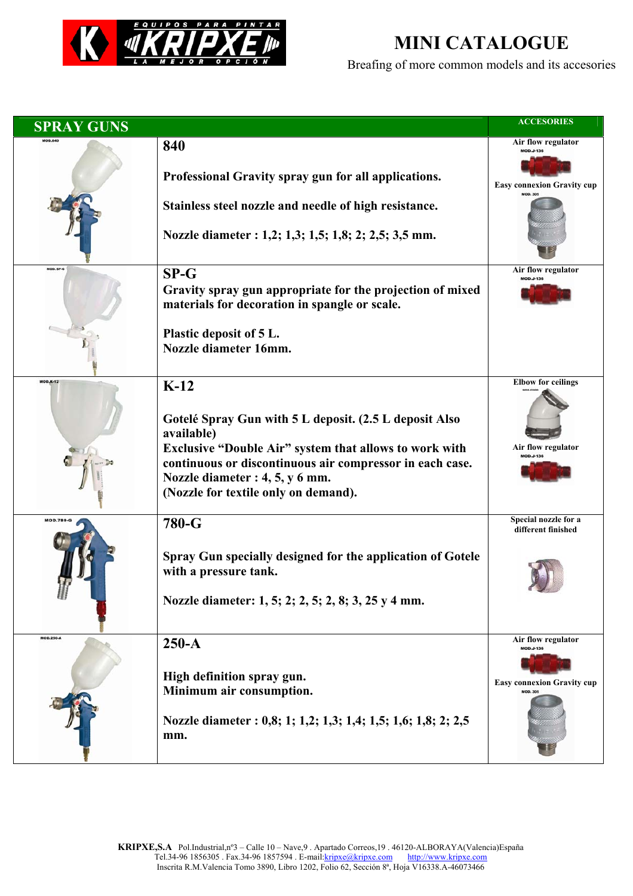EQUIPOS PARA PINTAR KRIPXE LA MEJOR OPCIÓN

# MINI CATALOGUE

Breafing of more common models and its accesories

| SPRAY GUNS | | ACCESORIES |
|---|---|---|
| MOD.840 | **840**<br><br>**Professional Gravity spray gun for all applications.**<br><br>**Stainless steel nozzle and needle of high resistance.**<br><br>**Nozzle diameter : 1,2; 1,3; 1,5; 1,8; 2; 2,5; 3,5 mm.** | **Air flow regulator** MOD.J-136<br><br>**Easy connexion Gravity cup** MOD. 305 |
| MOD. SP-G | **SP-G**<br>**Gravity spray gun appropriate for the projection of mixed materials for decoration in spangle or scale.**<br><br>**Plastic deposit of 5 L.**<br>**Nozzle diameter 16mm.** | **Air flow regulator** MOD.J-136 |
| MOD.K-12 | **K-12**<br><br>**Gotelé Spray Gun with 5 L deposit. (2.5 L deposit Also available)**<br>**Exclusive "Double Air" system that allows to work with continuous or discontinuous air compressor in each case.**<br>**Nozzle diameter : 4, 5, y 6 mm.**<br>**(Nozzle for textile only on demand).** | **Elbow for ceilings**<br><br>**Air flow regulator** MOD.J-136 |
| MOD.780-G | **780-G**<br><br>**Spray Gun specially designed for the application of Gotele with a pressure tank.**<br><br>**Nozzle diameter: 1, 5; 2; 2, 5; 2, 8; 3, 25 y 4 mm.** | **Special nozzle for a different finished** |
| MOD.250-A | **250-A**<br><br>**High definition spray gun.**<br>**Minimum air consumption.**<br><br>**Nozzle diameter : 0,8; 1; 1,2; 1,3; 1,4; 1,5; 1,6; 1,8; 2; 2,5 mm.** | **Air flow regulator** MOD.J-136<br><br>**Easy connexion Gravity cup** MOD. 305 |

**KRIPXE,S.A** Pol.Industrial,nº3 – Calle 10 – Nave,9 . Apartado Correos,19 . 46120-ALBORAYA(Valencia)España
Tel.34-96 1856305 . Fax.34-96 1857594 . E-mail:kripxe@kripxe.com http://www.kripxe.com
Inscrita R.M.Valencia Tomo 3890, Libro 1202, Folio 62, Sección 8ª, Hoja V16338.A-46073466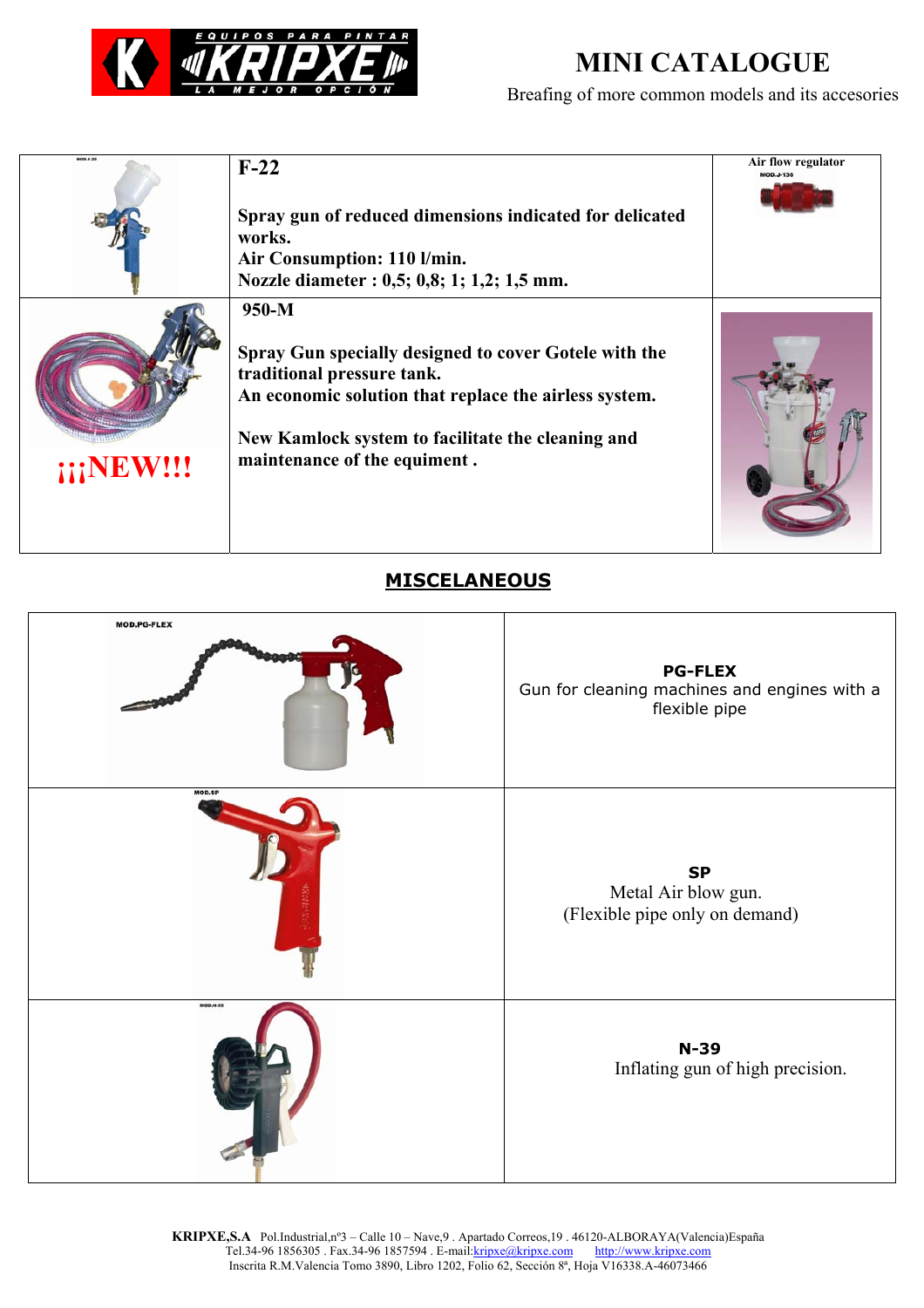# MINI CATALOGUE

Breafing of more common models and its accesories

| | | |
|---|---|---|
| MOD.F-22 | **F-22**<br><br>**Spray gun of reduced dimensions indicated for delicated works.**<br>**Air Consumption: 110 l/min.**<br>**Nozzle diameter : 0,5; 0,8; 1; 1,2; 1,5 mm.** | **Air flow regulator**<br>MOD.J-136 |
| **¡¡¡NEW!!!** | **950-M**<br><br>**Spray Gun specially designed to cover Gotele with the traditional pressure tank.**<br>**An economic solution that replace the airless system.**<br><br>**New Kamlock system to facilitate the cleaning and maintenance of the equiment .** | |

## MISCELANEOUS

| | |
|---|---|
| MOD.PG-FLEX | **PG-FLEX**<br>Gun for cleaning machines and engines with a flexible pipe |
| MOD.SP | **SP**<br>Metal Air blow gun.<br>(Flexible pipe only on demand) |
| MOD.N-39 | **N-39**<br>Inflating gun of high precision. |

**KRIPXE,S.A** Pol.Industrial,nº3 – Calle 10 – Nave,9 . Apartado Correos,19 . 46120-ALBORAYA(Valencia)España
Tel.34-96 1856305 . Fax.34-96 1857594 . E-mail:kripxe@kripxe.com http://www.kripxe.com
Inscrita R.M.Valencia Tomo 3890, Libro 1202, Folio 62, Sección 8ª, Hoja V16338.A-46073466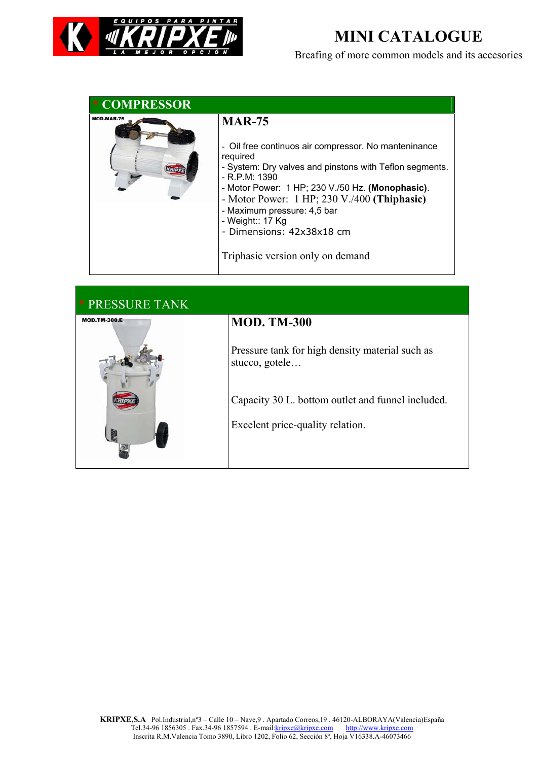# MINI CATALOGUE

Breafing of more common models and its accesories

## * COMPRESSOR

| MOD.MAR-75 | **MAR-75**<br><br>- Oil free continuos air compressor. No manteninance required<br>- System: Dry valves and pinstons with Teflon segments.<br>- R.P.M: 1390<br>- Motor Power: 1 HP; 230 V./50 Hz. **(Monophasic)**.<br>- Motor Power: 1 HP; 230 V./400 **(Thiphasic)**<br>- Maximum pressure: 4,5 bar<br>- Weight:: 17 Kg<br>- Dimensions: 42x38x18 cm<br><br>Triphasic version only on demand |
|---|---|

## * PRESSURE TANK

| MOD.TM-300.E | **MOD. TM-300**<br><br>Pressure tank for high density material such as stucco, gotele…<br><br>Capacity 30 L. bottom outlet and funnel included.<br><br>Excelent price-quality relation. |
|---|---|

**KRIPXE,S.A** Pol.Industrial,nº3 – Calle 10 – Nave,9 . Apartado Correos,19 . 46120-ALBORAYA(Valencia)España
Tel.34-96 1856305 . Fax.34-96 1857594 . E-mail:kripxe@kripxe.com http://www.kripxe.com
Inscrita R.M.Valencia Tomo 3890, Libro 1202, Folio 62, Sección 8ª, Hoja V16338.A-46073466